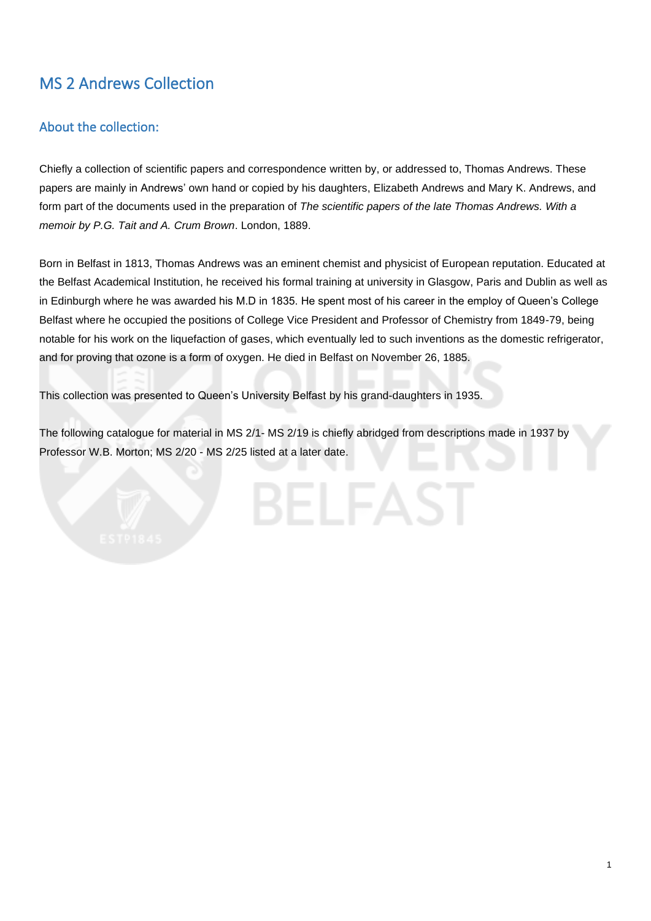# MS 2 Andrews Collection

## About the collection:

Chiefly a collection of scientific papers and correspondence written by, or addressed to, Thomas Andrews. These papers are mainly in Andrews' own hand or copied by his daughters, Elizabeth Andrews and Mary K. Andrews, and form part of the documents used in the preparation of *The scientific papers of the late Thomas Andrews. With a memoir by P.G. Tait and A. Crum Brown*. London, 1889.

Born in Belfast in 1813, Thomas Andrews was an eminent chemist and physicist of European reputation. Educated at the Belfast Academical Institution, he received his formal training at university in Glasgow, Paris and Dublin as well as in Edinburgh where he was awarded his M.D in 1835. He spent most of his career in the employ of Queen's College Belfast where he occupied the positions of College Vice President and Professor of Chemistry from 1849-79, being notable for his work on the liquefaction of gases, which eventually led to such inventions as the domestic refrigerator, and for proving that ozone is a form of oxygen. He died in Belfast on November 26, 1885.

This collection was presented to Queen's University Belfast by his grand-daughters in 1935.

The following catalogue for material in MS 2/1- MS 2/19 is chiefly abridged from descriptions made in 1937 by Professor W.B. Morton; MS 2/20 - MS 2/25 listed at a later date.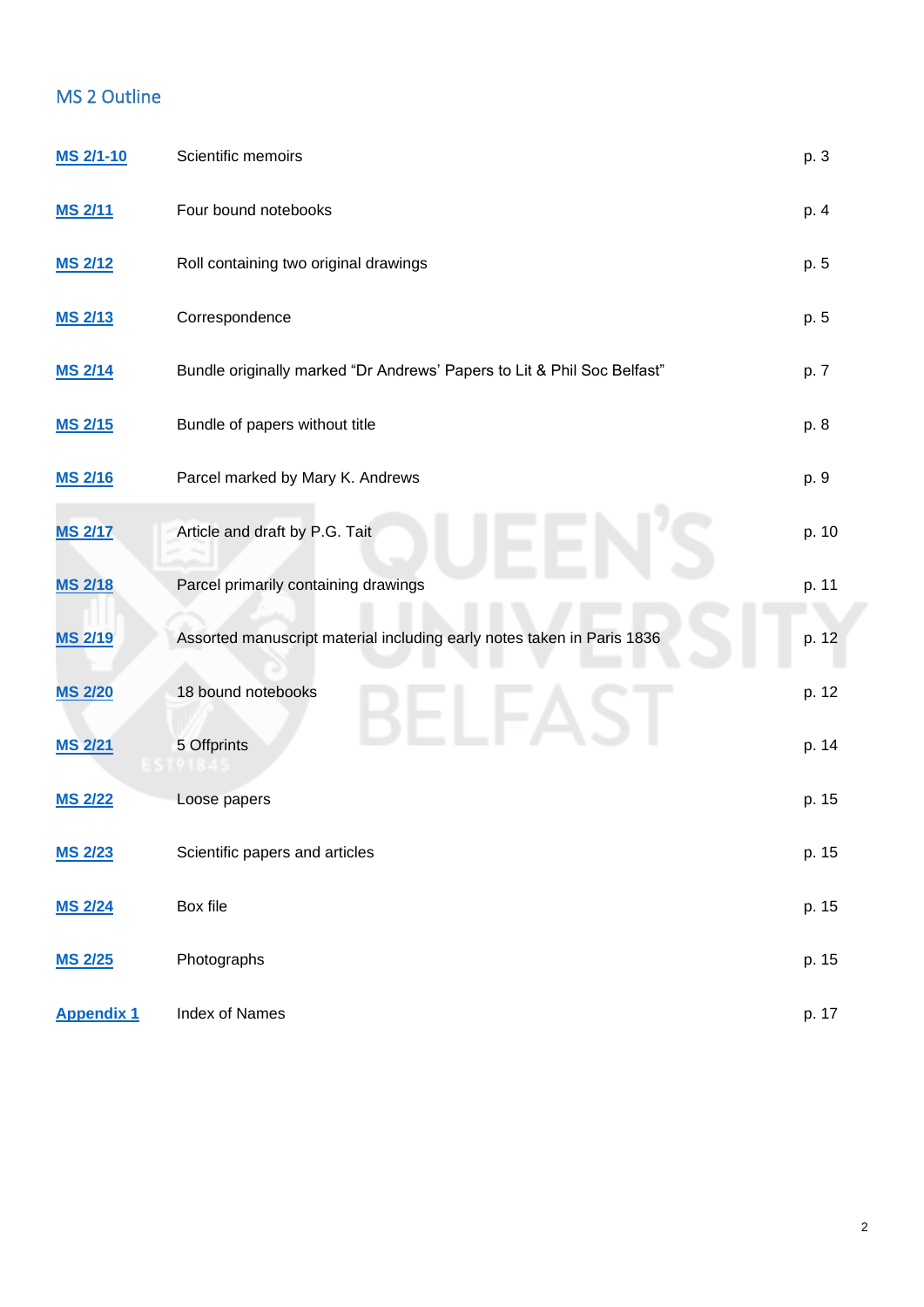## MS 2 Outline

| | | |
|---|---|---|
| **MS 2/1-10** | Scientific memoirs | p. 3 |
| **MS 2/11** | Four bound notebooks | p. 4 |
| **MS 2/12** | Roll containing two original drawings | p. 5 |
| **MS 2/13** | Correspondence | p. 5 |
| **MS 2/14** | Bundle originally marked "Dr Andrews' Papers to Lit & Phil Soc Belfast" | p. 7 |
| **MS 2/15** | Bundle of papers without title | p. 8 |
| **MS 2/16** | Parcel marked by Mary K. Andrews | p. 9 |
| **MS 2/17** | Article and draft by P.G. Tait | p. 10 |
| **MS 2/18** | Parcel primarily containing drawings | p. 11 |
| **MS 2/19** | Assorted manuscript material including early notes taken in Paris 1836 | p. 12 |
| **MS 2/20** | 18 bound notebooks | p. 12 |
| **MS 2/21** | 5 Offprints | p. 14 |
| **MS 2/22** | Loose papers | p. 15 |
| **MS 2/23** | Scientific papers and articles | p. 15 |
| **MS 2/24** | Box file | p. 15 |
| **MS 2/25** | Photographs | p. 15 |
| **Appendix 1** | Index of Names | p. 17 |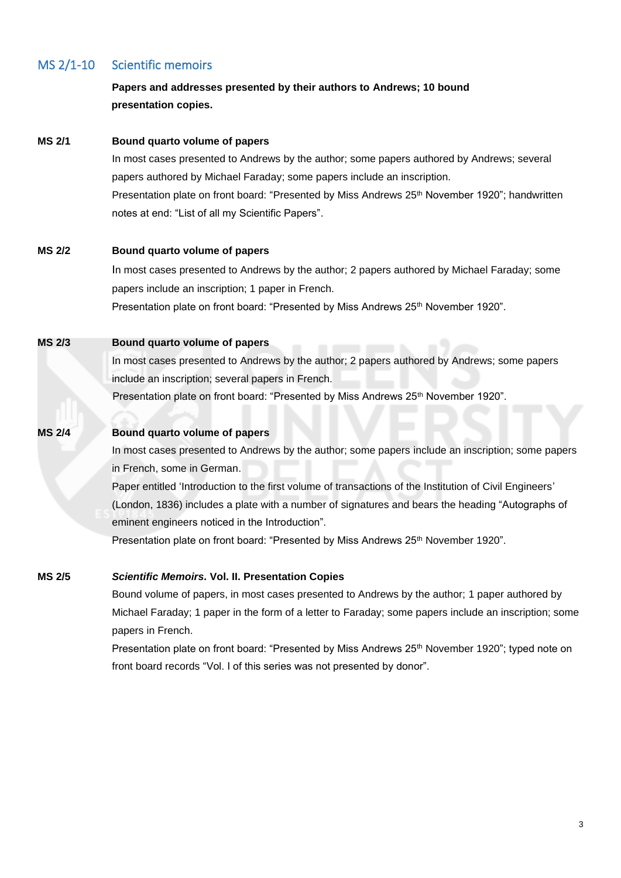## MS 2/1-10 Scientific memoirs

**Papers and addresses presented by their authors to Andrews; 10 bound presentation copies.**

**MS 2/1** **Bound quarto volume of papers**

In most cases presented to Andrews by the author; some papers authored by Andrews; several papers authored by Michael Faraday; some papers include an inscription.

Presentation plate on front board: "Presented by Miss Andrews 25th November 1920"; handwritten notes at end: "List of all my Scientific Papers".

**MS 2/2** **Bound quarto volume of papers**

In most cases presented to Andrews by the author; 2 papers authored by Michael Faraday; some papers include an inscription; 1 paper in French.

Presentation plate on front board: "Presented by Miss Andrews 25th November 1920".

**MS 2/3** **Bound quarto volume of papers**

In most cases presented to Andrews by the author; 2 papers authored by Andrews; some papers include an inscription; several papers in French.

Presentation plate on front board: "Presented by Miss Andrews 25th November 1920".

**MS 2/4** **Bound quarto volume of papers**

In most cases presented to Andrews by the author; some papers include an inscription; some papers in French, some in German.

Paper entitled 'Introduction to the first volume of transactions of the Institution of Civil Engineers' (London, 1836) includes a plate with a number of signatures and bears the heading "Autographs of eminent engineers noticed in the Introduction".

Presentation plate on front board: "Presented by Miss Andrews 25th November 1920".

**MS 2/5** ***Scientific Memoirs.* Vol. II. Presentation Copies**

Bound volume of papers, in most cases presented to Andrews by the author; 1 paper authored by Michael Faraday; 1 paper in the form of a letter to Faraday; some papers include an inscription; some papers in French.

Presentation plate on front board: "Presented by Miss Andrews 25th November 1920"; typed note on front board records "Vol. I of this series was not presented by donor".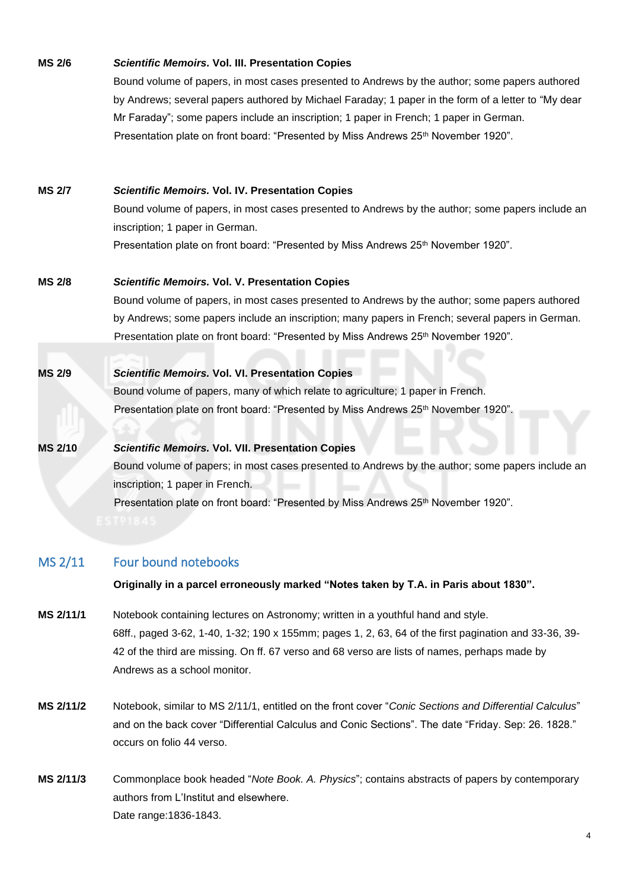**MS 2/6** ***Scientific Memoirs.*** **Vol. III. Presentation Copies**

Bound volume of papers, in most cases presented to Andrews by the author; some papers authored by Andrews; several papers authored by Michael Faraday; 1 paper in the form of a letter to "My dear Mr Faraday"; some papers include an inscription; 1 paper in French; 1 paper in German.

Presentation plate on front board: "Presented by Miss Andrews 25th November 1920".

**MS 2/7** ***Scientific Memoirs.*** **Vol. IV. Presentation Copies**

Bound volume of papers, in most cases presented to Andrews by the author; some papers include an inscription; 1 paper in German.

Presentation plate on front board: "Presented by Miss Andrews 25th November 1920".

**MS 2/8** ***Scientific Memoirs.*** **Vol. V. Presentation Copies**

Bound volume of papers, in most cases presented to Andrews by the author; some papers authored by Andrews; some papers include an inscription; many papers in French; several papers in German.

Presentation plate on front board: "Presented by Miss Andrews 25th November 1920".

**MS 2/9** ***Scientific Memoirs.*** **Vol. VI. Presentation Copies**

Bound volume of papers, many of which relate to agriculture; 1 paper in French.

Presentation plate on front board: "Presented by Miss Andrews 25th November 1920".

**MS 2/10** ***Scientific Memoirs.*** **Vol. VII. Presentation Copies**

Bound volume of papers; in most cases presented to Andrews by the author; some papers include an inscription; 1 paper in French.

Presentation plate on front board: "Presented by Miss Andrews 25th November 1920".

## MS 2/11 Four bound notebooks

**Originally in a parcel erroneously marked "Notes taken by T.A. in Paris about 1830".**

**MS 2/11/1** Notebook containing lectures on Astronomy; written in a youthful hand and style.

68ff., paged 3-62, 1-40, 1-32; 190 x 155mm; pages 1, 2, 63, 64 of the first pagination and 33-36, 39-42 of the third are missing. On ff. 67 verso and 68 verso are lists of names, perhaps made by Andrews as a school monitor.

**MS 2/11/2** Notebook, similar to MS 2/11/1, entitled on the front cover "*Conic Sections and Differential Calculus*" and on the back cover "Differential Calculus and Conic Sections". The date "Friday. Sep: 26. 1828." occurs on folio 44 verso.

**MS 2/11/3** Commonplace book headed "*Note Book. A. Physics*"; contains abstracts of papers by contemporary authors from L'Institut and elsewhere.

Date range:1836-1843.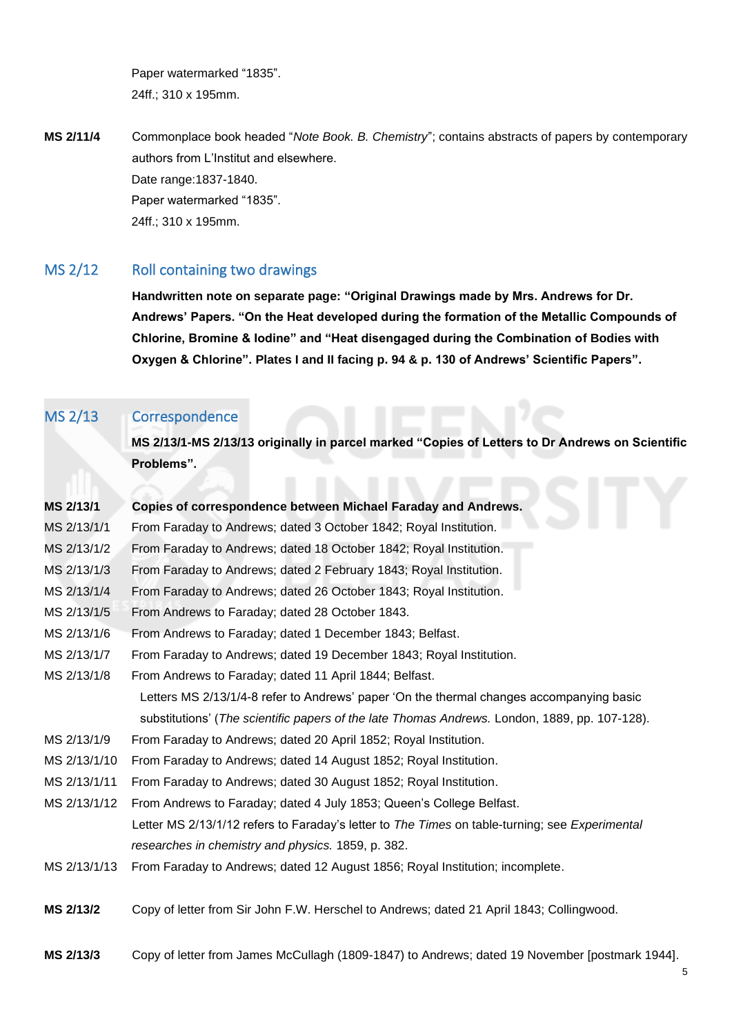Paper watermarked "1835".
24ff.; 310 x 195mm.

**MS 2/11/4** Commonplace book headed "*Note Book. B. Chemistry*"; contains abstracts of papers by contemporary authors from L'Institut and elsewhere.
Date range:1837-1840.
Paper watermarked "1835".
24ff.; 310 x 195mm.

## MS 2/12 Roll containing two drawings

**Handwritten note on separate page: "Original Drawings made by Mrs. Andrews for Dr. Andrews' Papers. "On the Heat developed during the formation of the Metallic Compounds of Chlorine, Bromine & Iodine" and "Heat disengaged during the Combination of Bodies with Oxygen & Chlorine". Plates I and II facing p. 94 & p. 130 of Andrews' Scientific Papers".**

## MS 2/13 Correspondence

**MS 2/13/1-MS 2/13/13 originally in parcel marked "Copies of Letters to Dr Andrews on Scientific Problems".**

**MS 2/13/1** **Copies of correspondence between Michael Faraday and Andrews.**

MS 2/13/1/1 From Faraday to Andrews; dated 3 October 1842; Royal Institution.

MS 2/13/1/2 From Faraday to Andrews; dated 18 October 1842; Royal Institution.

MS 2/13/1/3 From Faraday to Andrews; dated 2 February 1843; Royal Institution.

MS 2/13/1/4 From Faraday to Andrews; dated 26 October 1843; Royal Institution.

MS 2/13/1/5 From Andrews to Faraday; dated 28 October 1843.

MS 2/13/1/6 From Andrews to Faraday; dated 1 December 1843; Belfast.

MS 2/13/1/7 From Faraday to Andrews; dated 19 December 1843; Royal Institution.

MS 2/13/1/8 From Andrews to Faraday; dated 11 April 1844; Belfast.

Letters MS 2/13/1/4-8 refer to Andrews' paper 'On the thermal changes accompanying basic substitutions' (*The scientific papers of the late Thomas Andrews.* London, 1889, pp. 107-128).

MS 2/13/1/9 From Faraday to Andrews; dated 20 April 1852; Royal Institution.

MS 2/13/1/10 From Faraday to Andrews; dated 14 August 1852; Royal Institution.

MS 2/13/1/11 From Faraday to Andrews; dated 30 August 1852; Royal Institution.

MS 2/13/1/12 From Andrews to Faraday; dated 4 July 1853; Queen's College Belfast.

Letter MS 2/13/1/12 refers to Faraday's letter to *The Times* on table-turning; see *Experimental researches in chemistry and physics.* 1859, p. 382.

MS 2/13/1/13 From Faraday to Andrews; dated 12 August 1856; Royal Institution; incomplete.

**MS 2/13/2** Copy of letter from Sir John F.W. Herschel to Andrews; dated 21 April 1843; Collingwood.

**MS 2/13/3** Copy of letter from James McCullagh (1809-1847) to Andrews; dated 19 November [postmark 1944].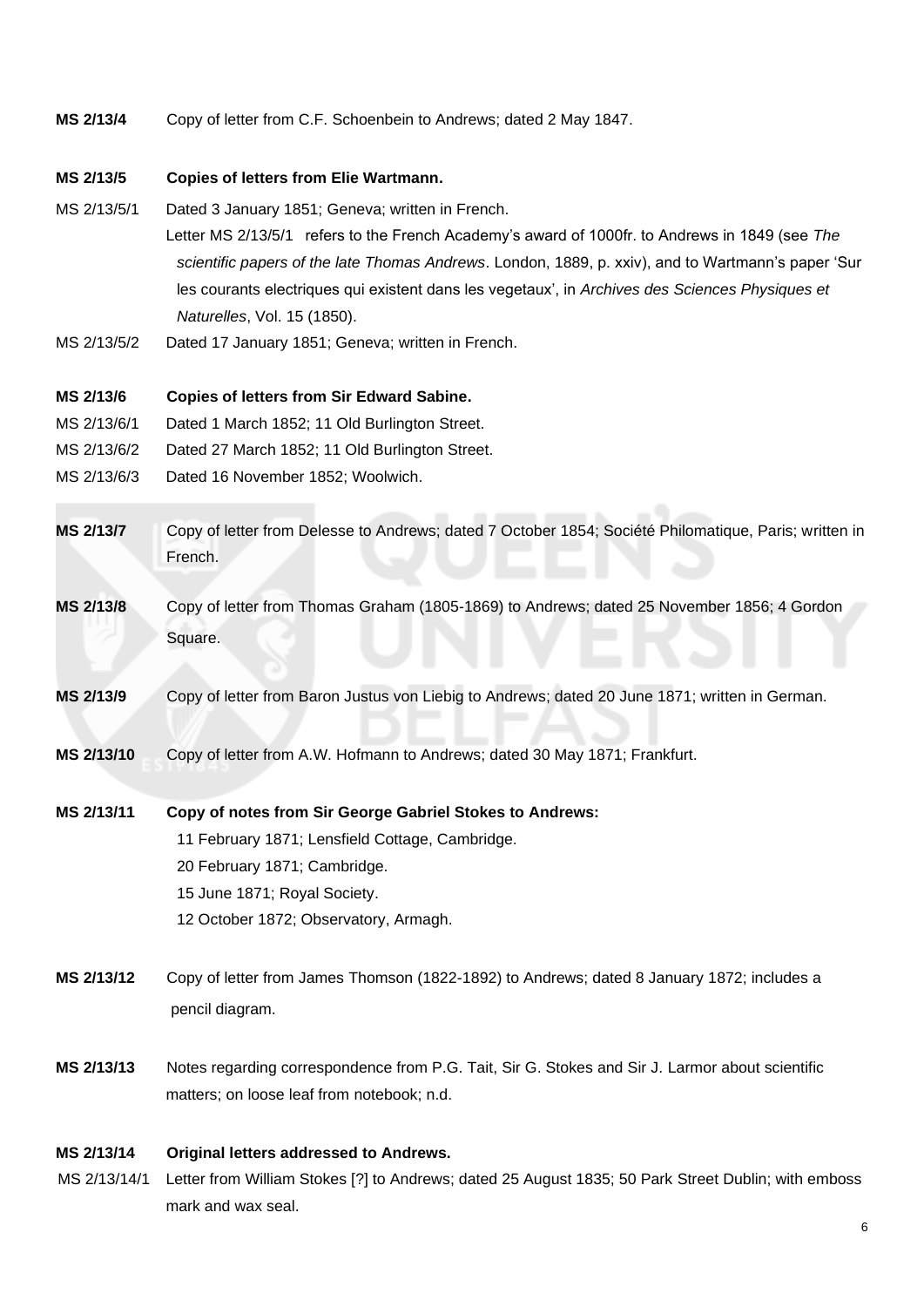**MS 2/13/4** Copy of letter from C.F. Schoenbein to Andrews; dated 2 May 1847.

**MS 2/13/5** **Copies of letters from Elie Wartmann.**

MS 2/13/5/1 Dated 3 January 1851; Geneva; written in French.

Letter MS 2/13/5/1 refers to the French Academy's award of 1000fr. to Andrews in 1849 (see *The scientific papers of the late Thomas Andrews*. London, 1889, p. xxiv), and to Wartmann's paper 'Sur les courants electriques qui existent dans les vegetaux', in *Archives des Sciences Physiques et Naturelles*, Vol. 15 (1850).

MS 2/13/5/2 Dated 17 January 1851; Geneva; written in French.

**MS 2/13/6** **Copies of letters from Sir Edward Sabine.**

MS 2/13/6/1 Dated 1 March 1852; 11 Old Burlington Street.

MS 2/13/6/2 Dated 27 March 1852; 11 Old Burlington Street.

MS 2/13/6/3 Dated 16 November 1852; Woolwich.

**MS 2/13/7** Copy of letter from Delesse to Andrews; dated 7 October 1854; Société Philomatique, Paris; written in French.

**MS 2/13/8** Copy of letter from Thomas Graham (1805-1869) to Andrews; dated 25 November 1856; 4 Gordon Square.

**MS 2/13/9** Copy of letter from Baron Justus von Liebig to Andrews; dated 20 June 1871; written in German.

**MS 2/13/10** Copy of letter from A.W. Hofmann to Andrews; dated 30 May 1871; Frankfurt.

**MS 2/13/11** **Copy of notes from Sir George Gabriel Stokes to Andrews:**

11 February 1871; Lensfield Cottage, Cambridge.
20 February 1871; Cambridge.
15 June 1871; Royal Society.
12 October 1872; Observatory, Armagh.

**MS 2/13/12** Copy of letter from James Thomson (1822-1892) to Andrews; dated 8 January 1872; includes a pencil diagram.

**MS 2/13/13** Notes regarding correspondence from P.G. Tait, Sir G. Stokes and Sir J. Larmor about scientific matters; on loose leaf from notebook; n.d.

**MS 2/13/14** **Original letters addressed to Andrews.**

MS 2/13/14/1 Letter from William Stokes [?] to Andrews; dated 25 August 1835; 50 Park Street Dublin; with emboss mark and wax seal.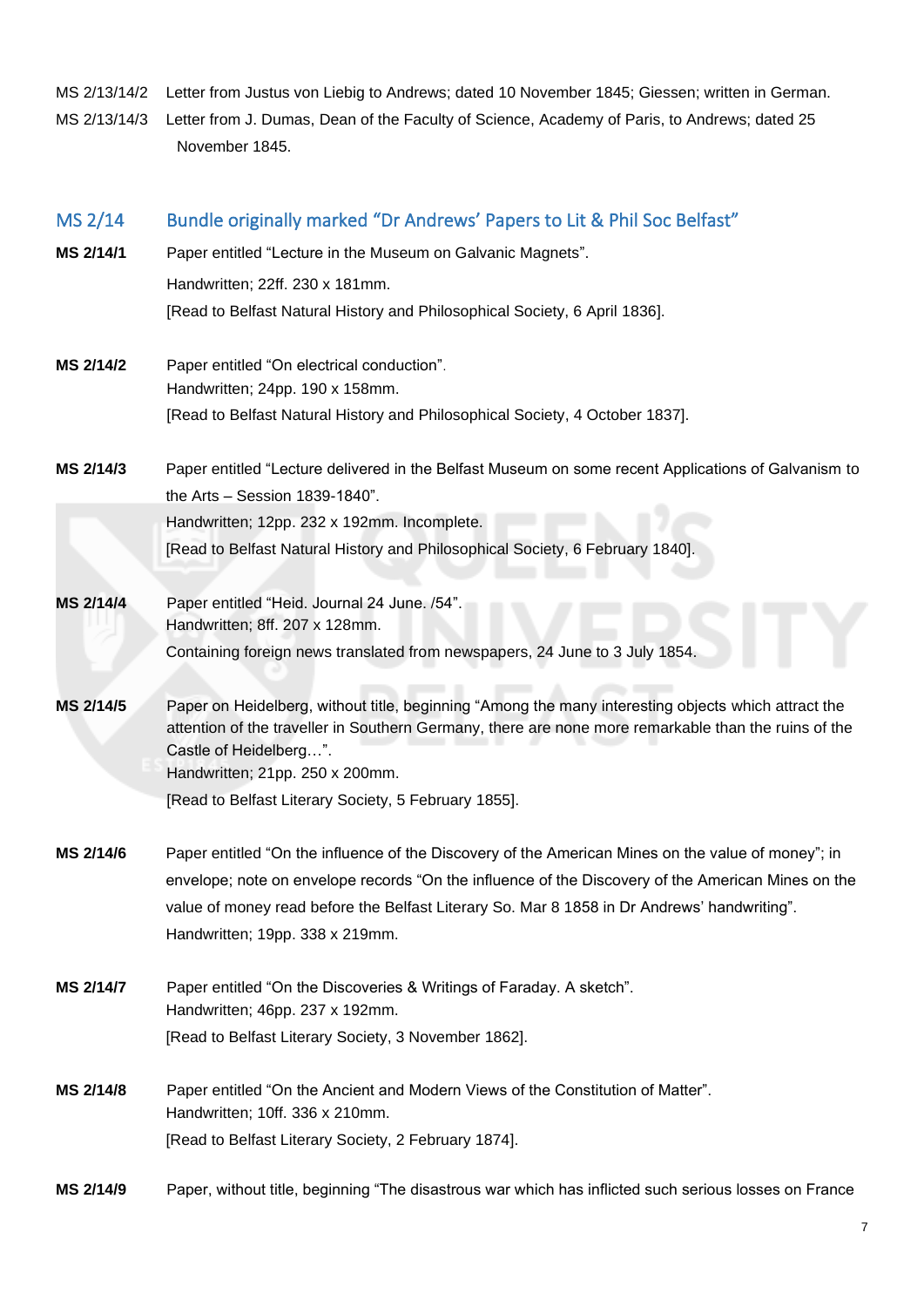MS 2/13/14/2 Letter from Justus von Liebig to Andrews; dated 10 November 1845; Giessen; written in German.

MS 2/13/14/3 Letter from J. Dumas, Dean of the Faculty of Science, Academy of Paris, to Andrews; dated 25 November 1845.

## MS 2/14 Bundle originally marked "Dr Andrews' Papers to Lit & Phil Soc Belfast"

**MS 2/14/1** Paper entitled "Lecture in the Museum on Galvanic Magnets".
Handwritten; 22ff. 230 x 181mm.
[Read to Belfast Natural History and Philosophical Society, 6 April 1836].

**MS 2/14/2** Paper entitled "On electrical conduction".
Handwritten; 24pp. 190 x 158mm.
[Read to Belfast Natural History and Philosophical Society, 4 October 1837].

**MS 2/14/3** Paper entitled "Lecture delivered in the Belfast Museum on some recent Applications of Galvanism to the Arts – Session 1839-1840".
Handwritten; 12pp. 232 x 192mm. Incomplete.
[Read to Belfast Natural History and Philosophical Society, 6 February 1840].

**MS 2/14/4** Paper entitled "Heid. Journal 24 June. /54".
Handwritten; 8ff. 207 x 128mm.
Containing foreign news translated from newspapers, 24 June to 3 July 1854.

**MS 2/14/5** Paper on Heidelberg, without title, beginning "Among the many interesting objects which attract the attention of the traveller in Southern Germany, there are none more remarkable than the ruins of the Castle of Heidelberg…".
Handwritten; 21pp. 250 x 200mm.
[Read to Belfast Literary Society, 5 February 1855].

**MS 2/14/6** Paper entitled "On the influence of the Discovery of the American Mines on the value of money"; in envelope; note on envelope records "On the influence of the Discovery of the American Mines on the value of money read before the Belfast Literary So. Mar 8 1858 in Dr Andrews' handwriting".
Handwritten; 19pp. 338 x 219mm.

**MS 2/14/7** Paper entitled "On the Discoveries & Writings of Faraday. A sketch".
Handwritten; 46pp. 237 x 192mm.
[Read to Belfast Literary Society, 3 November 1862].

**MS 2/14/8** Paper entitled "On the Ancient and Modern Views of the Constitution of Matter".
Handwritten; 10ff. 336 x 210mm.
[Read to Belfast Literary Society, 2 February 1874].

**MS 2/14/9** Paper, without title, beginning "The disastrous war which has inflicted such serious losses on France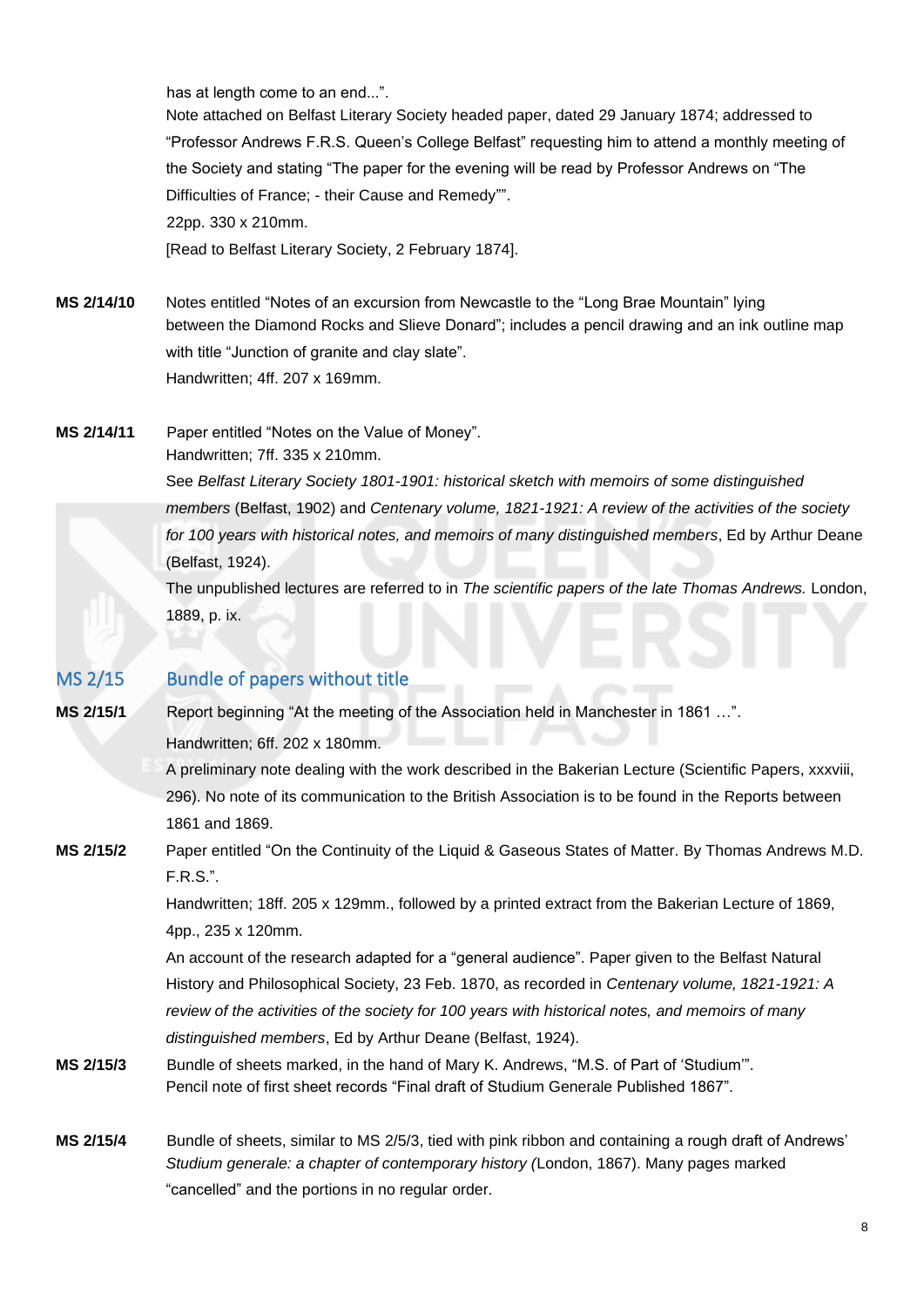has at length come to an end...".
Note attached on Belfast Literary Society headed paper, dated 29 January 1874; addressed to "Professor Andrews F.R.S. Queen's College Belfast" requesting him to attend a monthly meeting of the Society and stating "The paper for the evening will be read by Professor Andrews on "The Difficulties of France; - their Cause and Remedy"".
22pp. 330 x 210mm.
[Read to Belfast Literary Society, 2 February 1874].

**MS 2/14/10** Notes entitled "Notes of an excursion from Newcastle to the "Long Brae Mountain" lying between the Diamond Rocks and Slieve Donard"; includes a pencil drawing and an ink outline map with title "Junction of granite and clay slate".
Handwritten; 4ff. 207 x 169mm.

**MS 2/14/11** Paper entitled "Notes on the Value of Money".
Handwritten; 7ff. 335 x 210mm.
See *Belfast Literary Society 1801-1901: historical sketch with memoirs of some distinguished members* (Belfast, 1902) and *Centenary volume, 1821-1921: A review of the activities of the society for 100 years with historical notes, and memoirs of many distinguished members*, Ed by Arthur Deane (Belfast, 1924).
The unpublished lectures are referred to in *The scientific papers of the late Thomas Andrews.* London, 1889, p. ix.

## MS 2/15 Bundle of papers without title

**MS 2/15/1** Report beginning "At the meeting of the Association held in Manchester in 1861 …".
Handwritten; 6ff. 202 x 180mm.
A preliminary note dealing with the work described in the Bakerian Lecture (Scientific Papers, xxxviii, 296). No note of its communication to the British Association is to be found in the Reports between 1861 and 1869.

**MS 2/15/2** Paper entitled "On the Continuity of the Liquid & Gaseous States of Matter. By Thomas Andrews M.D. F.R.S.".
Handwritten; 18ff. 205 x 129mm., followed by a printed extract from the Bakerian Lecture of 1869, 4pp., 235 x 120mm.
An account of the research adapted for a "general audience". Paper given to the Belfast Natural History and Philosophical Society, 23 Feb. 1870, as recorded in *Centenary volume, 1821-1921: A review of the activities of the society for 100 years with historical notes, and memoirs of many distinguished members*, Ed by Arthur Deane (Belfast, 1924).

**MS 2/15/3** Bundle of sheets marked, in the hand of Mary K. Andrews, "M.S. of Part of 'Studium'".
Pencil note of first sheet records "Final draft of Studium Generale Published 1867".

**MS 2/15/4** Bundle of sheets, similar to MS 2/5/3, tied with pink ribbon and containing a rough draft of Andrews' *Studium generale: a chapter of contemporary history (*London, 1867). Many pages marked "cancelled" and the portions in no regular order.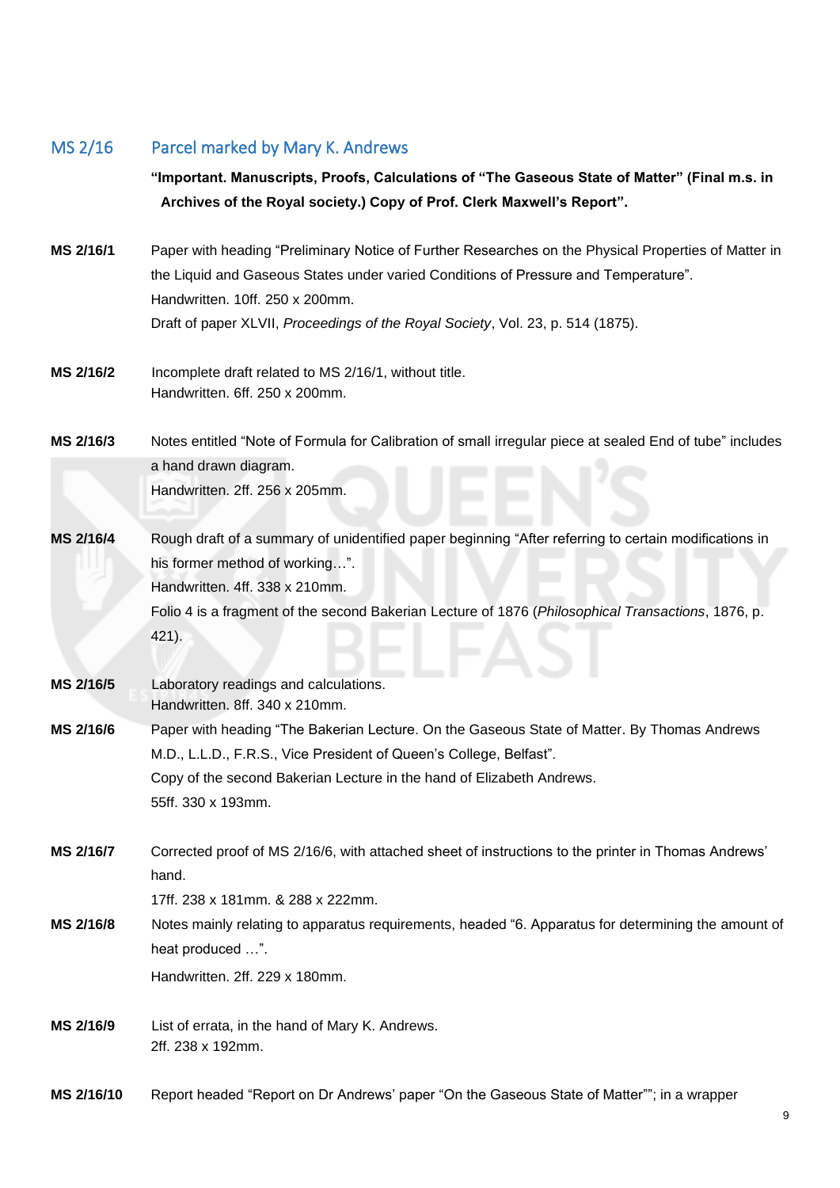## MS 2/16 Parcel marked by Mary K. Andrews

**"Important. Manuscripts, Proofs, Calculations of "The Gaseous State of Matter" (Final m.s. in Archives of the Royal society.) Copy of Prof. Clerk Maxwell's Report".**

**MS 2/16/1** Paper with heading "Preliminary Notice of Further Researches on the Physical Properties of Matter in the Liquid and Gaseous States under varied Conditions of Pressure and Temperature".
Handwritten. 10ff. 250 x 200mm.
Draft of paper XLVII, *Proceedings of the Royal Society*, Vol. 23, p. 514 (1875).

**MS 2/16/2** Incomplete draft related to MS 2/16/1, without title.
Handwritten. 6ff. 250 x 200mm.

**MS 2/16/3** Notes entitled "Note of Formula for Calibration of small irregular piece at sealed End of tube" includes a hand drawn diagram.
Handwritten. 2ff. 256 x 205mm.

**MS 2/16/4** Rough draft of a summary of unidentified paper beginning "After referring to certain modifications in his former method of working…".
Handwritten. 4ff. 338 x 210mm.
Folio 4 is a fragment of the second Bakerian Lecture of 1876 (*Philosophical Transactions*, 1876, p. 421).

**MS 2/16/5** Laboratory readings and calculations.
Handwritten. 8ff. 340 x 210mm.

**MS 2/16/6** Paper with heading "The Bakerian Lecture. On the Gaseous State of Matter. By Thomas Andrews M.D., L.L.D., F.R.S., Vice President of Queen's College, Belfast".
Copy of the second Bakerian Lecture in the hand of Elizabeth Andrews.
55ff. 330 x 193mm.

**MS 2/16/7** Corrected proof of MS 2/16/6, with attached sheet of instructions to the printer in Thomas Andrews' hand.
17ff. 238 x 181mm. & 288 x 222mm.

**MS 2/16/8** Notes mainly relating to apparatus requirements, headed "6. Apparatus for determining the amount of heat produced …".
Handwritten. 2ff. 229 x 180mm.

**MS 2/16/9** List of errata, in the hand of Mary K. Andrews.
2ff. 238 x 192mm.

**MS 2/16/10** Report headed "Report on Dr Andrews' paper "On the Gaseous State of Matter""; in a wrapper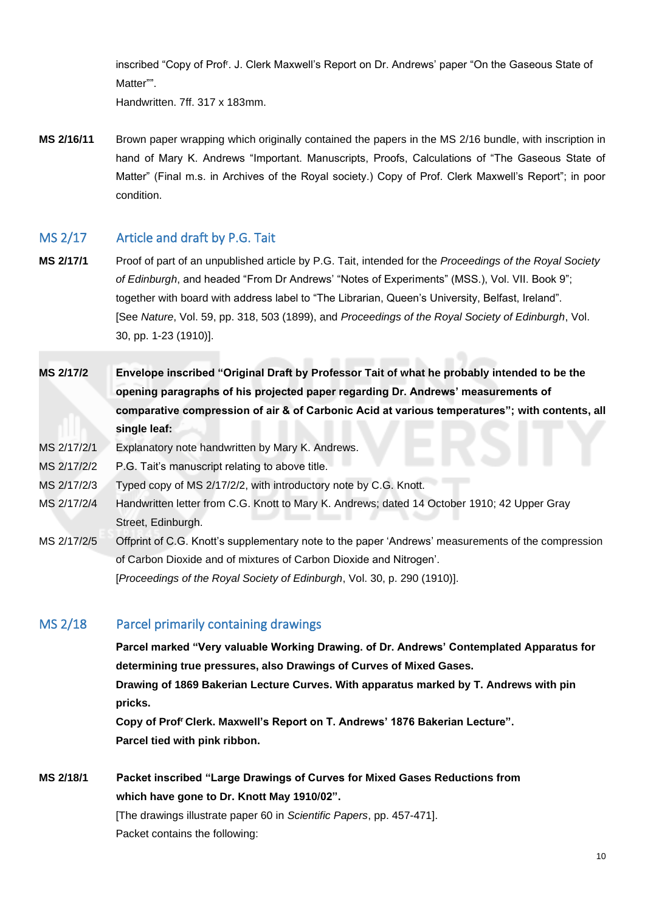inscribed "Copy of Prof[r]. J. Clerk Maxwell's Report on Dr. Andrews' paper "On the Gaseous State of Matter"".
Handwritten. 7ff. 317 x 183mm.

**MS 2/16/11** Brown paper wrapping which originally contained the papers in the MS 2/16 bundle, with inscription in hand of Mary K. Andrews "Important. Manuscripts, Proofs, Calculations of "The Gaseous State of Matter" (Final m.s. in Archives of the Royal society.) Copy of Prof. Clerk Maxwell's Report"; in poor condition.

## MS 2/17 Article and draft by P.G. Tait

**MS 2/17/1** Proof of part of an unpublished article by P.G. Tait, intended for the *Proceedings of the Royal Society of Edinburgh*, and headed "From Dr Andrews' "Notes of Experiments" (MSS.), Vol. VII. Book 9"; together with board with address label to "The Librarian, Queen's University, Belfast, Ireland".
[See *Nature*, Vol. 59, pp. 318, 503 (1899), and *Proceedings of the Royal Society of Edinburgh*, Vol. 30, pp. 1-23 (1910)].

**MS 2/17/2** **Envelope inscribed "Original Draft by Professor Tait of what he probably intended to be the opening paragraphs of his projected paper regarding Dr. Andrews' measurements of comparative compression of air & of Carbonic Acid at various temperatures"; with contents, all single leaf:**

MS 2/17/2/1 Explanatory note handwritten by Mary K. Andrews.

MS 2/17/2/2 P.G. Tait's manuscript relating to above title.

MS 2/17/2/3 Typed copy of MS 2/17/2/2, with introductory note by C.G. Knott.

MS 2/17/2/4 Handwritten letter from C.G. Knott to Mary K. Andrews; dated 14 October 1910; 42 Upper Gray Street, Edinburgh.

MS 2/17/2/5 Offprint of C.G. Knott's supplementary note to the paper 'Andrews' measurements of the compression of Carbon Dioxide and of mixtures of Carbon Dioxide and Nitrogen'.
[*Proceedings of the Royal Society of Edinburgh*, Vol. 30, p. 290 (1910)].

## MS 2/18 Parcel primarily containing drawings

**Parcel marked "Very valuable Working Drawing. of Dr. Andrews' Contemplated Apparatus for determining true pressures, also Drawings of Curves of Mixed Gases.**
**Drawing of 1869 Bakerian Lecture Curves. With apparatus marked by T. Andrews with pin pricks.**
**Copy of Prof[r] Clerk. Maxwell's Report on T. Andrews' 1876 Bakerian Lecture".**
**Parcel tied with pink ribbon.**

**MS 2/18/1** **Packet inscribed "Large Drawings of Curves for Mixed Gases Reductions from which have gone to Dr. Knott May 1910/02".**
[The drawings illustrate paper 60 in *Scientific Papers*, pp. 457-471].
Packet contains the following: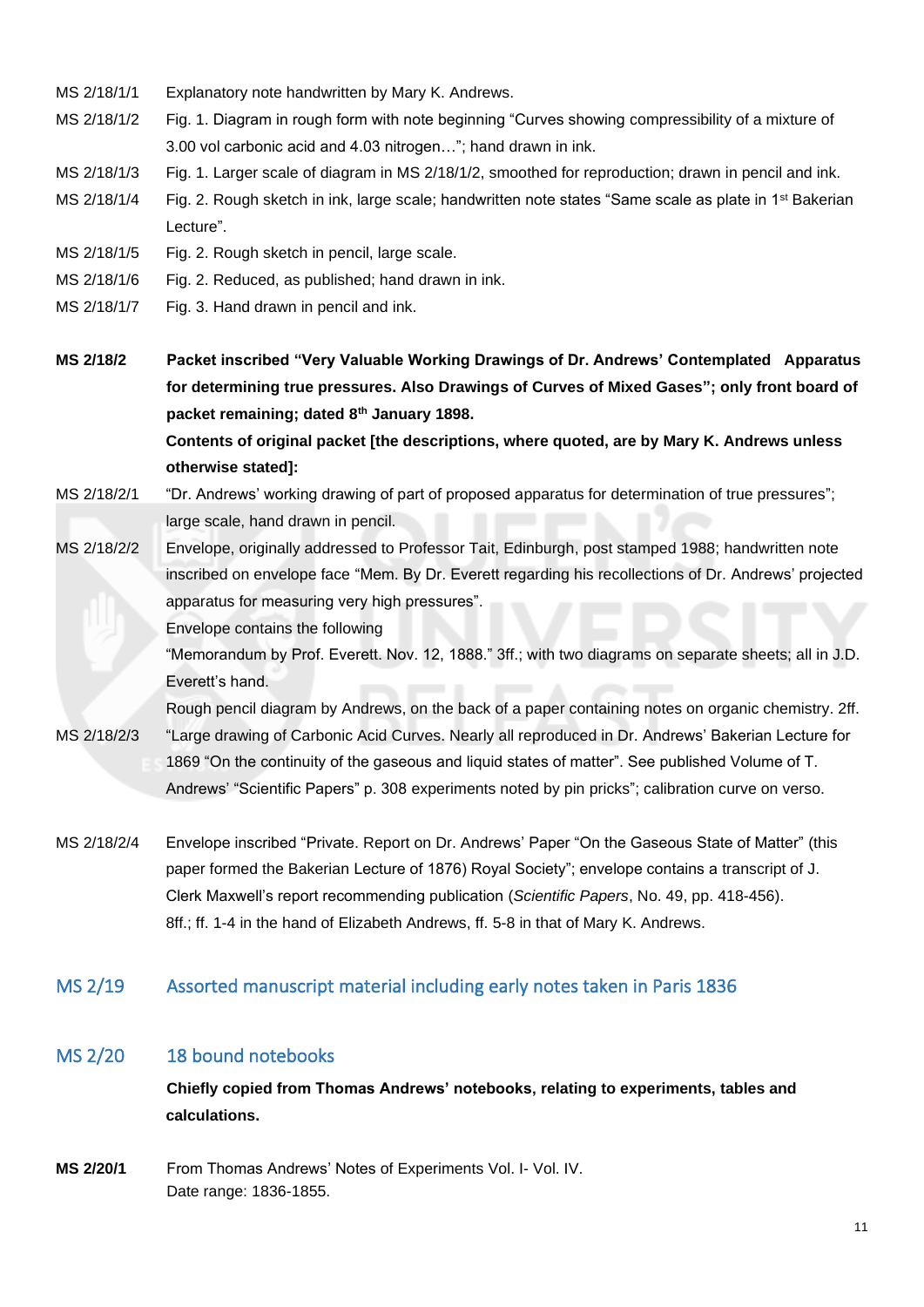MS 2/18/1/1 Explanatory note handwritten by Mary K. Andrews.

MS 2/18/1/2 Fig. 1. Diagram in rough form with note beginning “Curves showing compressibility of a mixture of 3.00 vol carbonic acid and 4.03 nitrogen…”; hand drawn in ink.

MS 2/18/1/3 Fig. 1. Larger scale of diagram in MS 2/18/1/2, smoothed for reproduction; drawn in pencil and ink.

MS 2/18/1/4 Fig. 2. Rough sketch in ink, large scale; handwritten note states “Same scale as plate in 1st Bakerian Lecture”.

MS 2/18/1/5 Fig. 2. Rough sketch in pencil, large scale.

MS 2/18/1/6 Fig. 2. Reduced, as published; hand drawn in ink.

MS 2/18/1/7 Fig. 3. Hand drawn in pencil and ink.

**MS 2/18/2** **Packet inscribed “Very Valuable Working Drawings of Dr. Andrews’ Contemplated Apparatus for determining true pressures. Also Drawings of Curves of Mixed Gases”; only front board of packet remaining; dated 8th January 1898.**

**Contents of original packet [the descriptions, where quoted, are by Mary K. Andrews unless otherwise stated]:**

MS 2/18/2/1 “Dr. Andrews’ working drawing of part of proposed apparatus for determination of true pressures”; large scale, hand drawn in pencil.

MS 2/18/2/2 Envelope, originally addressed to Professor Tait, Edinburgh, post stamped 1988; handwritten note inscribed on envelope face “Mem. By Dr. Everett regarding his recollections of Dr. Andrews’ projected apparatus for measuring very high pressures”.

Envelope contains the following

“Memorandum by Prof. Everett. Nov. 12, 1888.” 3ff.; with two diagrams on separate sheets; all in J.D. Everett’s hand.

Rough pencil diagram by Andrews, on the back of a paper containing notes on organic chemistry. 2ff.

MS 2/18/2/3 “Large drawing of Carbonic Acid Curves. Nearly all reproduced in Dr. Andrews’ Bakerian Lecture for 1869 “On the continuity of the gaseous and liquid states of matter”. See published Volume of T. Andrews’ “Scientific Papers” p. 308 experiments noted by pin pricks”; calibration curve on verso.

MS 2/18/2/4 Envelope inscribed “Private. Report on Dr. Andrews’ Paper “On the Gaseous State of Matter” (this paper formed the Bakerian Lecture of 1876) Royal Society”; envelope contains a transcript of J. Clerk Maxwell’s report recommending publication (*Scientific Papers*, No. 49, pp. 418-456). 8ff.; ff. 1-4 in the hand of Elizabeth Andrews, ff. 5-8 in that of Mary K. Andrews.

## MS 2/19 Assorted manuscript material including early notes taken in Paris 1836

## MS 2/20 18 bound notebooks

**Chiefly copied from Thomas Andrews’ notebooks, relating to experiments, tables and calculations.**

**MS 2/20/1** From Thomas Andrews’ Notes of Experiments Vol. I- Vol. IV.
Date range: 1836-1855.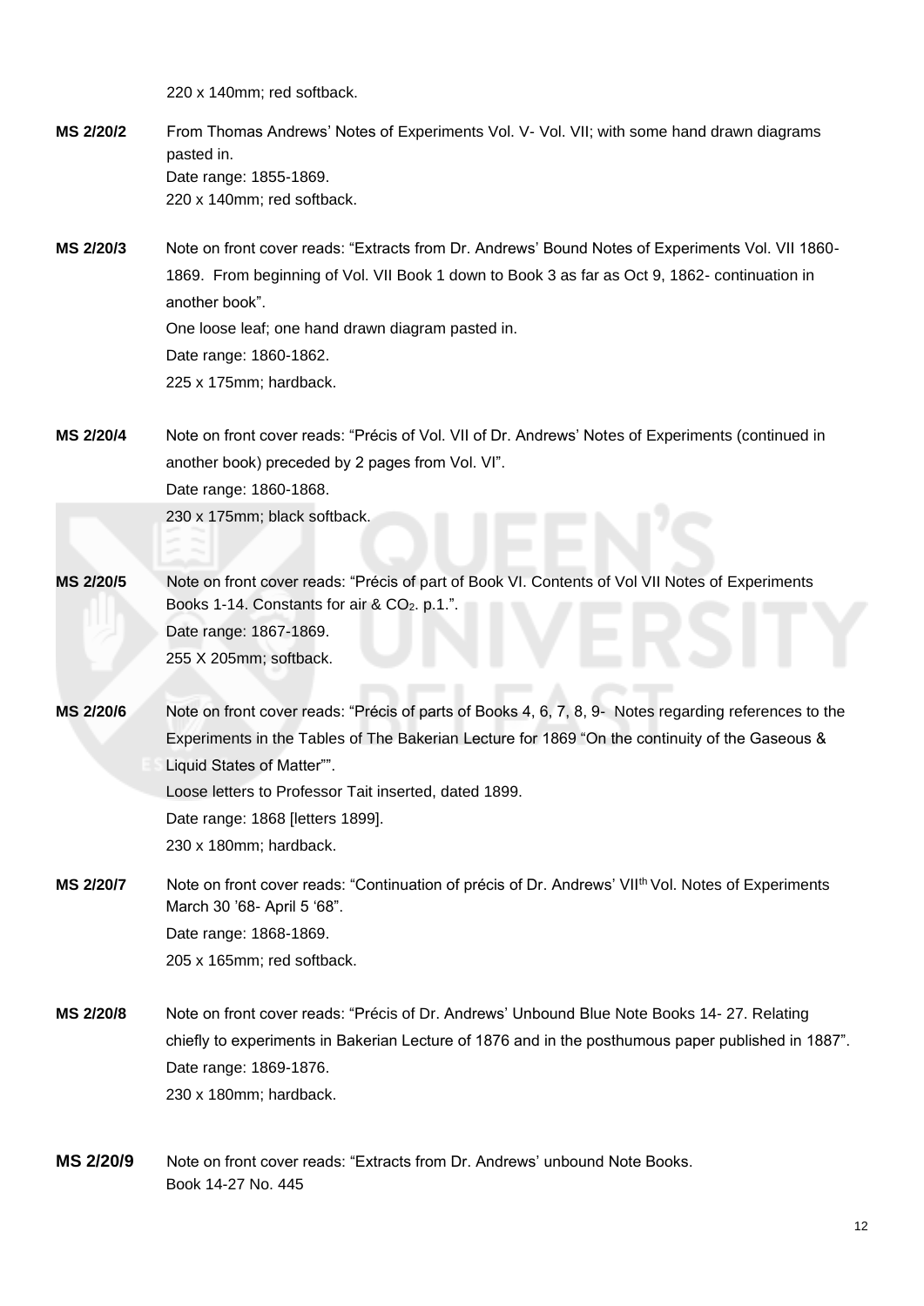220 x 140mm; red softback.

**MS 2/20/2** From Thomas Andrews' Notes of Experiments Vol. V- Vol. VII; with some hand drawn diagrams pasted in.
Date range: 1855-1869.
220 x 140mm; red softback.

**MS 2/20/3** Note on front cover reads: "Extracts from Dr. Andrews' Bound Notes of Experiments Vol. VII 1860-1869. From beginning of Vol. VII Book 1 down to Book 3 as far as Oct 9, 1862- continuation in another book".
One loose leaf; one hand drawn diagram pasted in.
Date range: 1860-1862.
225 x 175mm; hardback.

**MS 2/20/4** Note on front cover reads: "Précis of Vol. VII of Dr. Andrews' Notes of Experiments (continued in another book) preceded by 2 pages from Vol. VI".
Date range: 1860-1868.
230 x 175mm; black softback.

**MS 2/20/5** Note on front cover reads: "Précis of part of Book VI. Contents of Vol VII Notes of Experiments Books 1-14. Constants for air & $CO_2$. p.1.".
Date range: 1867-1869.
255 X 205mm; softback.

**MS 2/20/6** Note on front cover reads: "Précis of parts of Books 4, 6, 7, 8, 9- Notes regarding references to the Experiments in the Tables of The Bakerian Lecture for 1869 "On the continuity of the Gaseous & Liquid States of Matter"".
Loose letters to Professor Tait inserted, dated 1899.
Date range: 1868 [letters 1899].
230 x 180mm; hardback.

**MS 2/20/7** Note on front cover reads: "Continuation of précis of Dr. Andrews' VII$^{th}$ Vol. Notes of Experiments March 30 '68- April 5 '68".
Date range: 1868-1869.
205 x 165mm; red softback.

**MS 2/20/8** Note on front cover reads: "Précis of Dr. Andrews' Unbound Blue Note Books 14- 27. Relating chiefly to experiments in Bakerian Lecture of 1876 and in the posthumous paper published in 1887".
Date range: 1869-1876.
230 x 180mm; hardback.

**MS 2/20/9** Note on front cover reads: "Extracts from Dr. Andrews' unbound Note Books.
Book 14-27 No. 445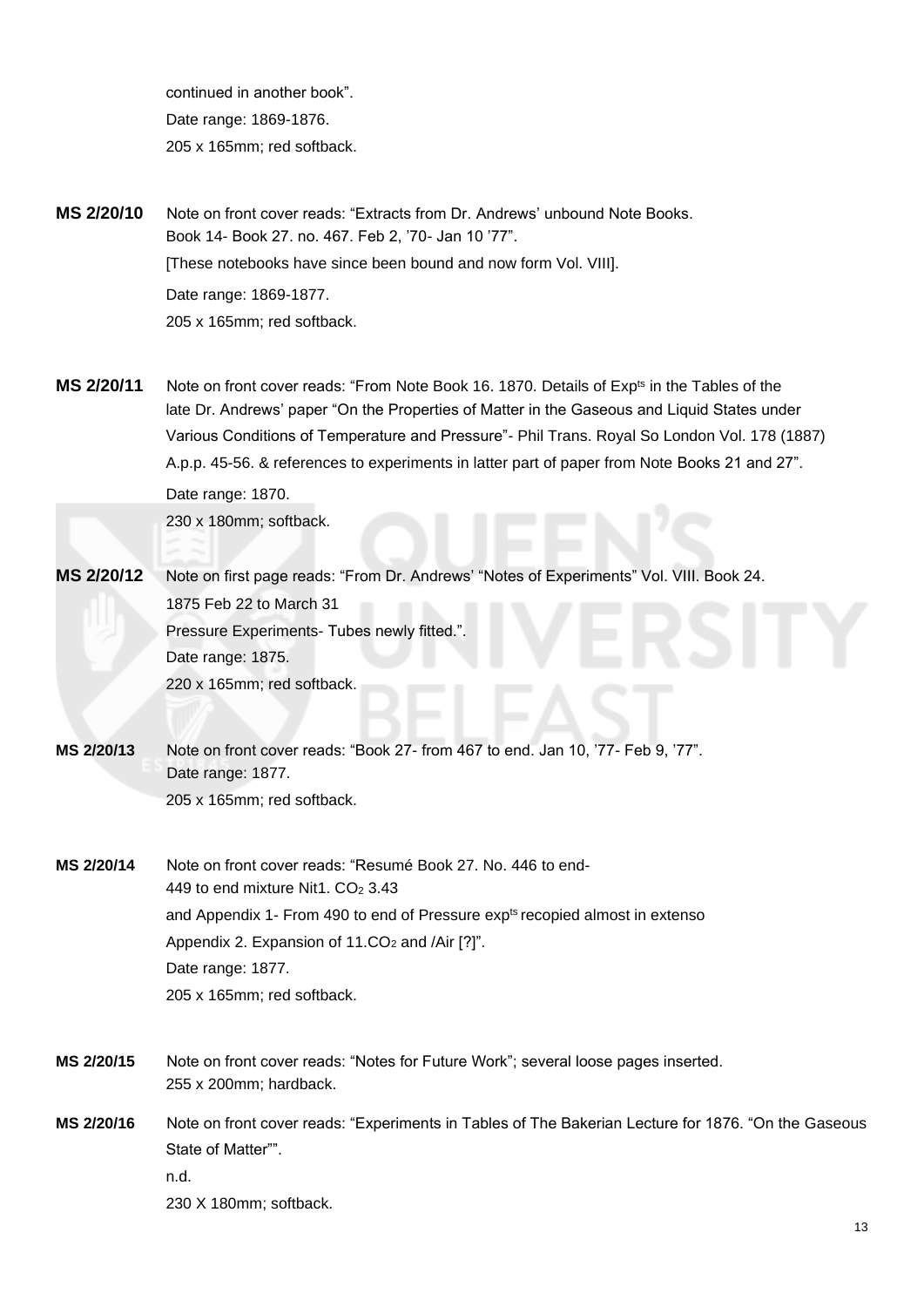continued in another book".
Date range: 1869-1876.
205 x 165mm; red softback.

**MS 2/20/10** Note on front cover reads: "Extracts from Dr. Andrews' unbound Note Books. Book 14- Book 27. no. 467. Feb 2, '70- Jan 10 '77".
[These notebooks have since been bound and now form Vol. VIII].
Date range: 1869-1877.
205 x 165mm; red softback.

**MS 2/20/11** Note on front cover reads: "From Note Book 16. 1870. Details of Exp[ts] in the Tables of the late Dr. Andrews' paper "On the Properties of Matter in the Gaseous and Liquid States under Various Conditions of Temperature and Pressure"- Phil Trans. Royal So London Vol. 178 (1887) A.p.p. 45-56. & references to experiments in latter part of paper from Note Books 21 and 27".
Date range: 1870.
230 x 180mm; softback.

**MS 2/20/12** Note on first page reads: "From Dr. Andrews' "Notes of Experiments" Vol. VIII. Book 24.
1875 Feb 22 to March 31
Pressure Experiments- Tubes newly fitted.".
Date range: 1875.
220 x 165mm; red softback.

**MS 2/20/13** Note on front cover reads: "Book 27- from 467 to end. Jan 10, '77- Feb 9, '77".
Date range: 1877.
205 x 165mm; red softback.

**MS 2/20/14** Note on front cover reads: "Resumé Book 27. No. 446 to end-
449 to end mixture Nit1. $CO_2$ 3.43
and Appendix 1- From 490 to end of Pressure exp[ts] recopied almost in extenso
Appendix 2. Expansion of 11.$CO_2$ and /Air [?]".
Date range: 1877.
205 x 165mm; red softback.

**MS 2/20/15** Note on front cover reads: "Notes for Future Work"; several loose pages inserted.
255 x 200mm; hardback.

**MS 2/20/16** Note on front cover reads: "Experiments in Tables of The Bakerian Lecture for 1876. "On the Gaseous State of Matter"".
n.d.
230 X 180mm; softback.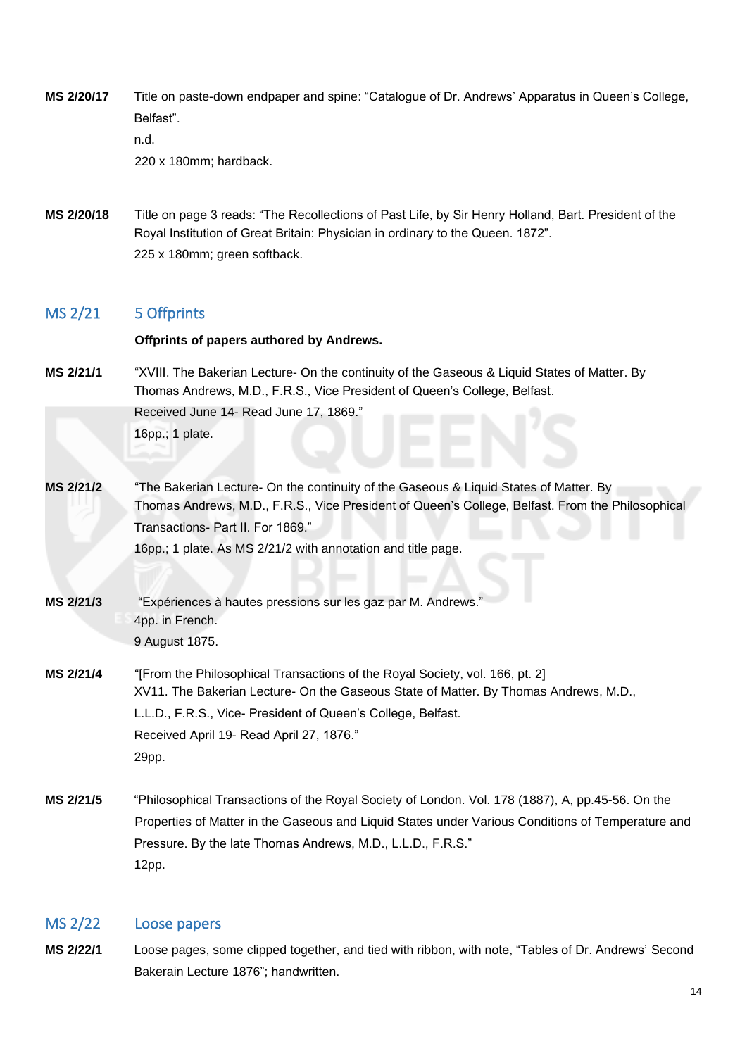**MS 2/20/17** Title on paste-down endpaper and spine: “Catalogue of Dr. Andrews’ Apparatus in Queen’s College, Belfast”.
n.d.
220 x 180mm; hardback.

**MS 2/20/18** Title on page 3 reads: “The Recollections of Past Life, by Sir Henry Holland, Bart. President of the Royal Institution of Great Britain: Physician in ordinary to the Queen. 1872”.
225 x 180mm; green softback.

## MS 2/21 5 Offprints

**Offprints of papers authored by Andrews.**

**MS 2/21/1** “XVIII. The Bakerian Lecture- On the continuity of the Gaseous & Liquid States of Matter. By Thomas Andrews, M.D., F.R.S., Vice President of Queen’s College, Belfast.
Received June 14- Read June 17, 1869.”
16pp.; 1 plate.

**MS 2/21/2** “The Bakerian Lecture- On the continuity of the Gaseous & Liquid States of Matter. By Thomas Andrews, M.D., F.R.S., Vice President of Queen’s College, Belfast. From the Philosophical Transactions- Part II. For 1869.”
16pp.; 1 plate. As MS 2/21/2 with annotation and title page.

**MS 2/21/3** “Expériences à hautes pressions sur les gaz par M. Andrews.”
4pp. in French.
9 August 1875.

**MS 2/21/4** “[From the Philosophical Transactions of the Royal Society, vol. 166, pt. 2]
XV11. The Bakerian Lecture- On the Gaseous State of Matter. By Thomas Andrews, M.D., L.L.D., F.R.S., Vice- President of Queen’s College, Belfast.
Received April 19- Read April 27, 1876.”
29pp.

**MS 2/21/5** “Philosophical Transactions of the Royal Society of London. Vol. 178 (1887), A, pp.45-56. On the Properties of Matter in the Gaseous and Liquid States under Various Conditions of Temperature and Pressure. By the late Thomas Andrews, M.D., L.L.D., F.R.S.”
12pp.

## MS 2/22 Loose papers

**MS 2/22/1** Loose pages, some clipped together, and tied with ribbon, with note, “Tables of Dr. Andrews’ Second Bakerain Lecture 1876”; handwritten.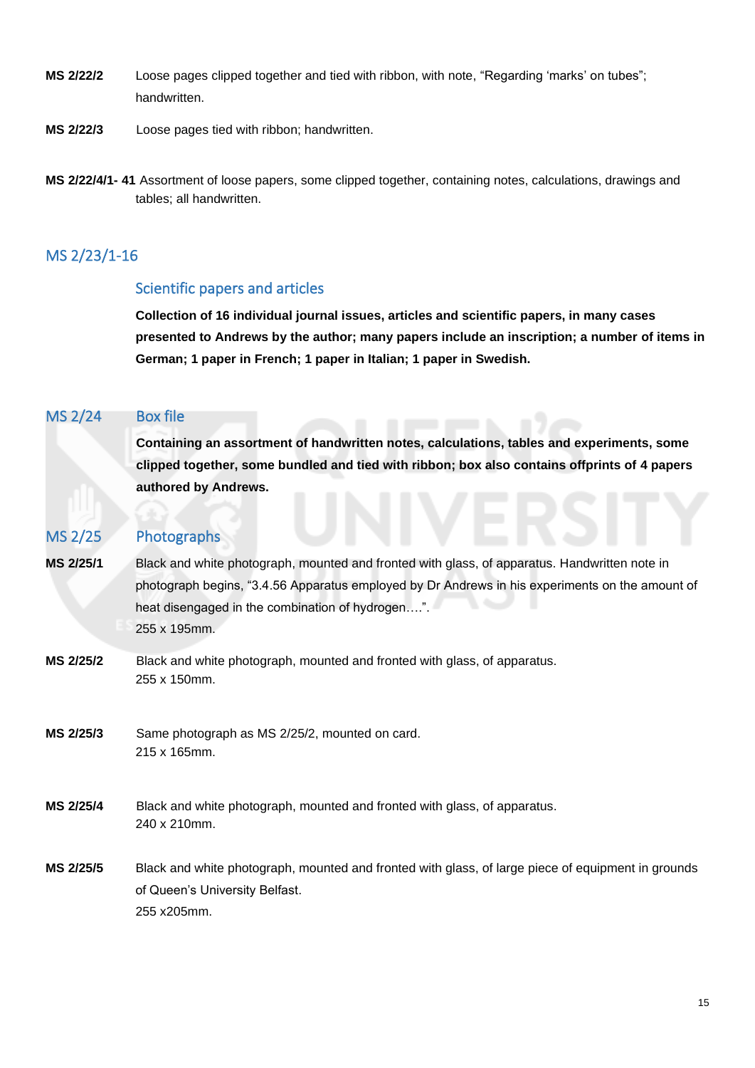**MS 2/22/2** Loose pages clipped together and tied with ribbon, with note, "Regarding 'marks' on tubes"; handwritten.

**MS 2/22/3** Loose pages tied with ribbon; handwritten.

**MS 2/22/4/1- 41** Assortment of loose papers, some clipped together, containing notes, calculations, drawings and tables; all handwritten.

## MS 2/23/1-16

### Scientific papers and articles

**Collection of 16 individual journal issues, articles and scientific papers, in many cases presented to Andrews by the author; many papers include an inscription; a number of items in German; 1 paper in French; 1 paper in Italian; 1 paper in Swedish.**

## MS 2/24 Box file

**Containing an assortment of handwritten notes, calculations, tables and experiments, some clipped together, some bundled and tied with ribbon; box also contains offprints of 4 papers authored by Andrews.**

## MS 2/25 Photographs

**MS 2/25/1** Black and white photograph, mounted and fronted with glass, of apparatus. Handwritten note in photograph begins, "3.4.56 Apparatus employed by Dr Andrews in his experiments on the amount of heat disengaged in the combination of hydrogen….".
255 x 195mm.

**MS 2/25/2** Black and white photograph, mounted and fronted with glass, of apparatus.
255 x 150mm.

**MS 2/25/3** Same photograph as MS 2/25/2, mounted on card.
215 x 165mm.

**MS 2/25/4** Black and white photograph, mounted and fronted with glass, of apparatus.
240 x 210mm.

**MS 2/25/5** Black and white photograph, mounted and fronted with glass, of large piece of equipment in grounds of Queen's University Belfast.
255 x205mm.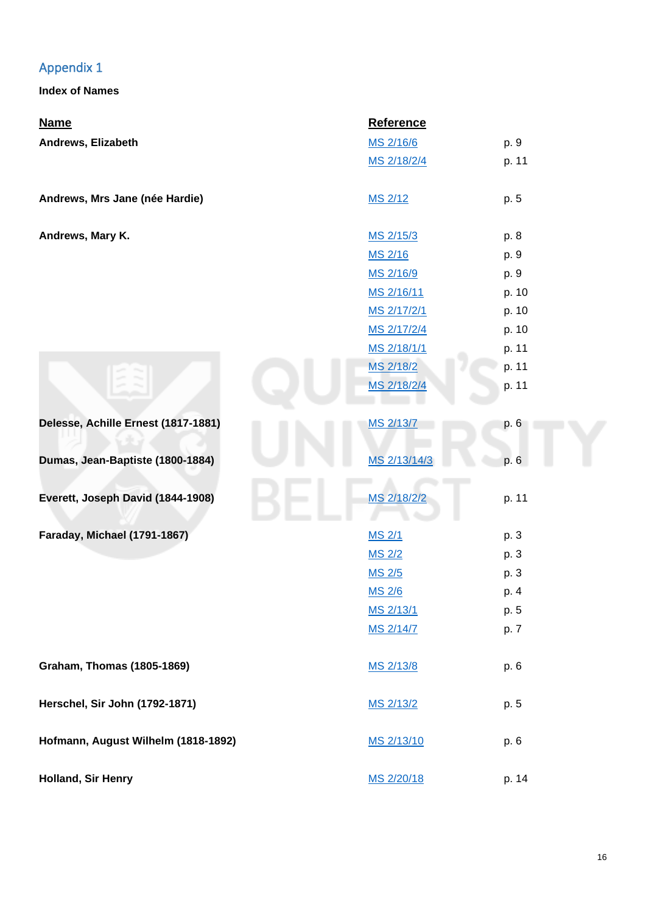## Appendix 1

**Index of Names**

| Name | Reference | |
| --- | --- | --- |
| **Andrews, Elizabeth** | MS 2/16/6 | p. 9 |
| | MS 2/18/2/4 | p. 11 |
| **Andrews, Mrs Jane (née Hardie)** | MS 2/12 | p. 5 |
| **Andrews, Mary K.** | MS 2/15/3 | p. 8 |
| | MS 2/16 | p. 9 |
| | MS 2/16/9 | p. 9 |
| | MS 2/16/11 | p. 10 |
| | MS 2/17/2/1 | p. 10 |
| | MS 2/17/2/4 | p. 10 |
| | MS 2/18/1/1 | p. 11 |
| | MS 2/18/2 | p. 11 |
| | MS 2/18/2/4 | p. 11 |
| **Delesse, Achille Ernest (1817-1881)** | MS 2/13/7 | p. 6 |
| **Dumas, Jean-Baptiste (1800-1884)** | MS 2/13/14/3 | p. 6 |
| **Everett, Joseph David (1844-1908)** | MS 2/18/2/2 | p. 11 |
| **Faraday, Michael (1791-1867)** | MS 2/1 | p. 3 |
| | MS 2/2 | p. 3 |
| | MS 2/5 | p. 3 |
| | MS 2/6 | p. 4 |
| | MS 2/13/1 | p. 5 |
| | MS 2/14/7 | p. 7 |
| **Graham, Thomas (1805-1869)** | MS 2/13/8 | p. 6 |
| **Herschel, Sir John (1792-1871)** | MS 2/13/2 | p. 5 |
| **Hofmann, August Wilhelm (1818-1892)** | MS 2/13/10 | p. 6 |
| **Holland, Sir Henry** | MS 2/20/18 | p. 14 |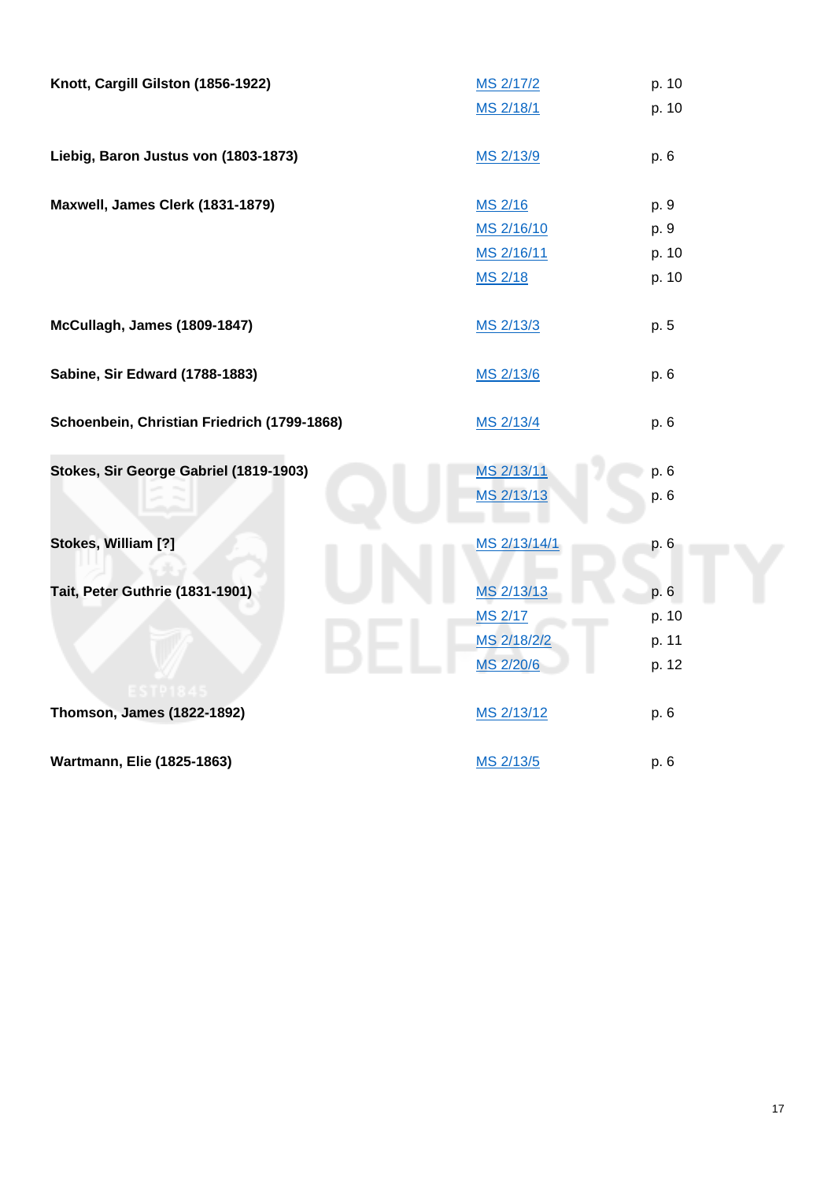| | | |
|---|---|---|
| **Knott, Cargill Gilston (1856-1922)** | MS 2/17/2 | p. 10 |
| | MS 2/18/1 | p. 10 |
| **Liebig, Baron Justus von (1803-1873)** | MS 2/13/9 | p. 6 |
| **Maxwell, James Clerk (1831-1879)** | MS 2/16 | p. 9 |
| | MS 2/16/10 | p. 9 |
| | MS 2/16/11 | p. 10 |
| | MS 2/18 | p. 10 |
| **McCullagh, James (1809-1847)** | MS 2/13/3 | p. 5 |
| **Sabine, Sir Edward (1788-1883)** | MS 2/13/6 | p. 6 |
| **Schoenbein, Christian Friedrich (1799-1868)** | MS 2/13/4 | p. 6 |
| **Stokes, Sir George Gabriel (1819-1903)** | MS 2/13/11 | p. 6 |
| | MS 2/13/13 | p. 6 |
| **Stokes, William [?]** | MS 2/13/14/1 | p. 6 |
| **Tait, Peter Guthrie (1831-1901)** | MS 2/13/13 | p. 6 |
| | MS 2/17 | p. 10 |
| | MS 2/18/2/2 | p. 11 |
| | MS 2/20/6 | p. 12 |
| **Thomson, James (1822-1892)** | MS 2/13/12 | p. 6 |
| **Wartmann, Elie (1825-1863)** | MS 2/13/5 | p. 6 |